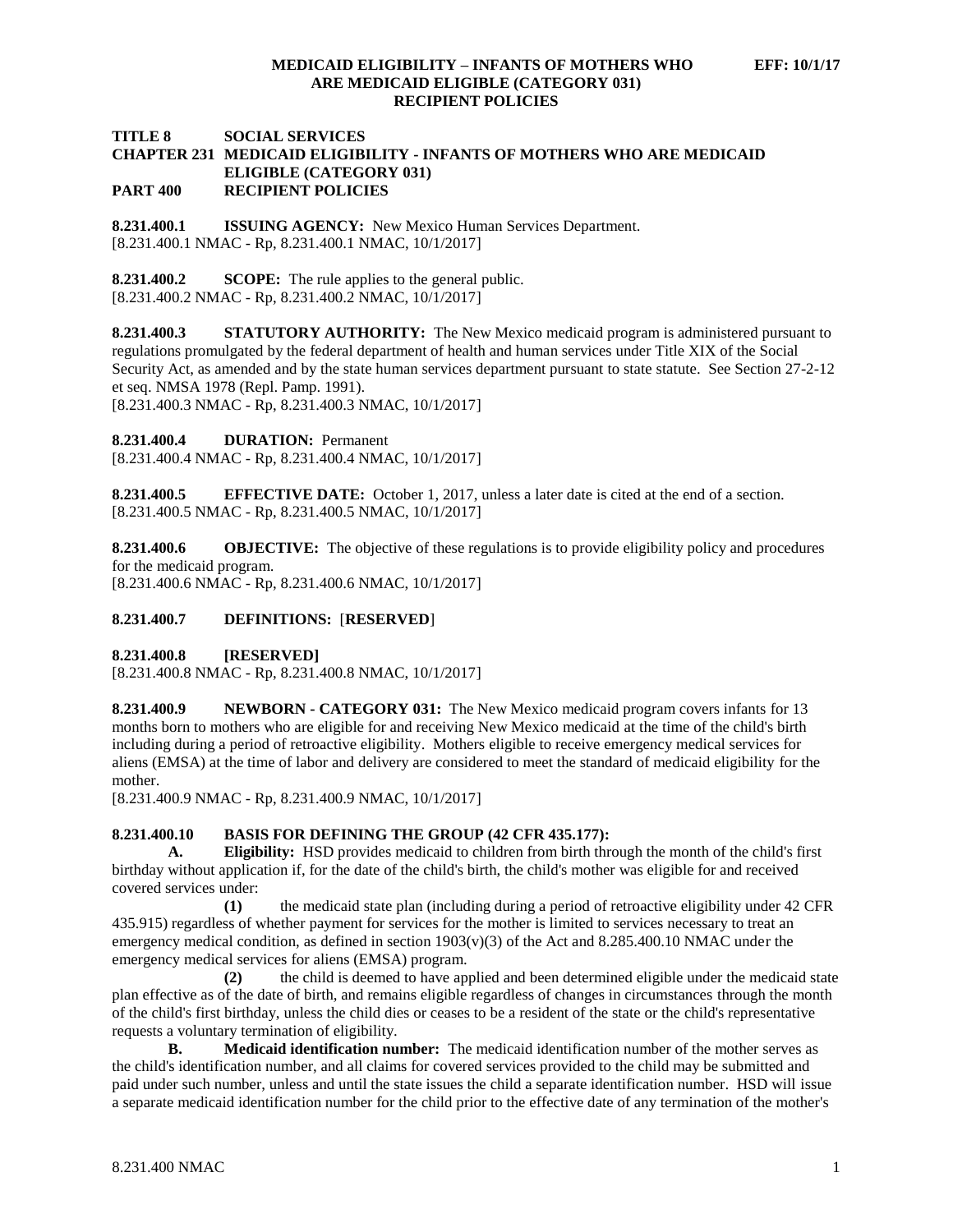**TITLE 8 SOCIAL SERVICES**
**CHAPTER 231 MEDICAID ELIGIBILITY - INFANTS OF MOTHERS WHO ARE MEDICAID ELIGIBLE (CATEGORY 031)**
**PART 400 RECIPIENT POLICIES**

**8.231.400.1 ISSUING AGENCY:** New Mexico Human Services Department.
[8.231.400.1 NMAC - Rp, 8.231.400.1 NMAC, 10/1/2017]

**8.231.400.2 SCOPE:** The rule applies to the general public.
[8.231.400.2 NMAC - Rp, 8.231.400.2 NMAC, 10/1/2017]

**8.231.400.3 STATUTORY AUTHORITY:** The New Mexico medicaid program is administered pursuant to regulations promulgated by the federal department of health and human services under Title XIX of the Social Security Act, as amended and by the state human services department pursuant to state statute. See Section 27-2-12 et seq. NMSA 1978 (Repl. Pamp. 1991).
[8.231.400.3 NMAC - Rp, 8.231.400.3 NMAC, 10/1/2017]

**8.231.400.4 DURATION:** Permanent
[8.231.400.4 NMAC - Rp, 8.231.400.4 NMAC, 10/1/2017]

**8.231.400.5 EFFECTIVE DATE:** October 1, 2017, unless a later date is cited at the end of a section.
[8.231.400.5 NMAC - Rp, 8.231.400.5 NMAC, 10/1/2017]

**8.231.400.6 OBJECTIVE:** The objective of these regulations is to provide eligibility policy and procedures for the medicaid program.
[8.231.400.6 NMAC - Rp, 8.231.400.6 NMAC, 10/1/2017]

**8.231.400.7 DEFINITIONS:** [**RESERVED**]

**8.231.400.8 [RESERVED]**
[8.231.400.8 NMAC - Rp, 8.231.400.8 NMAC, 10/1/2017]

**8.231.400.9 NEWBORN - CATEGORY 031:** The New Mexico medicaid program covers infants for 13 months born to mothers who are eligible for and receiving New Mexico medicaid at the time of the child's birth including during a period of retroactive eligibility. Mothers eligible to receive emergency medical services for aliens (EMSA) at the time of labor and delivery are considered to meet the standard of medicaid eligibility for the mother.
[8.231.400.9 NMAC - Rp, 8.231.400.9 NMAC, 10/1/2017]

**8.231.400.10 BASIS FOR DEFINING THE GROUP (42 CFR 435.177):**

**A. Eligibility:** HSD provides medicaid to children from birth through the month of the child's first birthday without application if, for the date of the child's birth, the child's mother was eligible for and received covered services under:

**(1)** the medicaid state plan (including during a period of retroactive eligibility under 42 CFR 435.915) regardless of whether payment for services for the mother is limited to services necessary to treat an emergency medical condition, as defined in section 1903(v)(3) of the Act and 8.285.400.10 NMAC under the emergency medical services for aliens (EMSA) program.

**(2)** the child is deemed to have applied and been determined eligible under the medicaid state plan effective as of the date of birth, and remains eligible regardless of changes in circumstances through the month of the child's first birthday, unless the child dies or ceases to be a resident of the state or the child's representative requests a voluntary termination of eligibility.

**B. Medicaid identification number:** The medicaid identification number of the mother serves as the child's identification number, and all claims for covered services provided to the child may be submitted and paid under such number, unless and until the state issues the child a separate identification number. HSD will issue a separate medicaid identification number for the child prior to the effective date of any termination of the mother's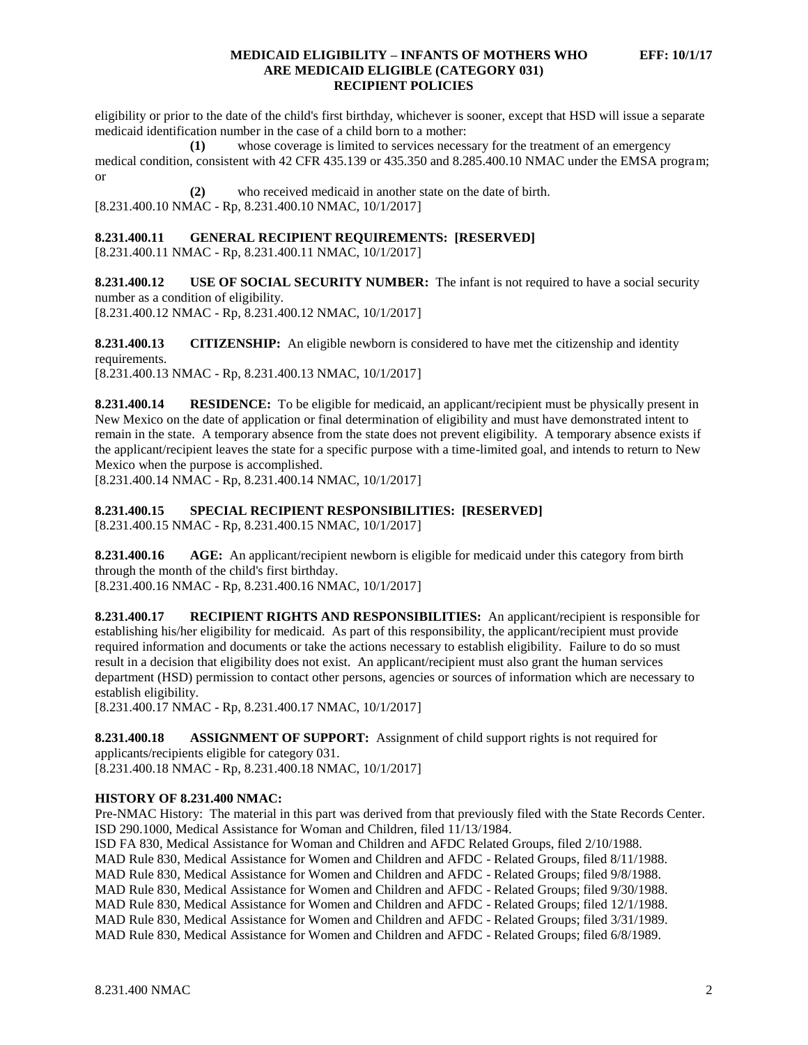eligibility or prior to the date of the child's first birthday, whichever is sooner, except that HSD will issue a separate medicaid identification number in the case of a child born to a mother:

**(1)** whose coverage is limited to services necessary for the treatment of an emergency medical condition, consistent with 42 CFR 435.139 or 435.350 and 8.285.400.10 NMAC under the EMSA program; or

**(2)** who received medicaid in another state on the date of birth.

[8.231.400.10 NMAC - Rp, 8.231.400.10 NMAC, 10/1/2017]

**8.231.400.11 GENERAL RECIPIENT REQUIREMENTS: [RESERVED]**

[8.231.400.11 NMAC - Rp, 8.231.400.11 NMAC, 10/1/2017]

**8.231.400.12 USE OF SOCIAL SECURITY NUMBER:** The infant is not required to have a social security number as a condition of eligibility.

[8.231.400.12 NMAC - Rp, 8.231.400.12 NMAC, 10/1/2017]

**8.231.400.13 CITIZENSHIP:** An eligible newborn is considered to have met the citizenship and identity requirements.

[8.231.400.13 NMAC - Rp, 8.231.400.13 NMAC, 10/1/2017]

**8.231.400.14 RESIDENCE:** To be eligible for medicaid, an applicant/recipient must be physically present in New Mexico on the date of application or final determination of eligibility and must have demonstrated intent to remain in the state. A temporary absence from the state does not prevent eligibility. A temporary absence exists if the applicant/recipient leaves the state for a specific purpose with a time-limited goal, and intends to return to New Mexico when the purpose is accomplished.

[8.231.400.14 NMAC - Rp, 8.231.400.14 NMAC, 10/1/2017]

**8.231.400.15 SPECIAL RECIPIENT RESPONSIBILITIES: [RESERVED]**

[8.231.400.15 NMAC - Rp, 8.231.400.15 NMAC, 10/1/2017]

**8.231.400.16 AGE:** An applicant/recipient newborn is eligible for medicaid under this category from birth through the month of the child's first birthday.

[8.231.400.16 NMAC - Rp, 8.231.400.16 NMAC, 10/1/2017]

**8.231.400.17 RECIPIENT RIGHTS AND RESPONSIBILITIES:** An applicant/recipient is responsible for establishing his/her eligibility for medicaid. As part of this responsibility, the applicant/recipient must provide required information and documents or take the actions necessary to establish eligibility. Failure to do so must result in a decision that eligibility does not exist. An applicant/recipient must also grant the human services department (HSD) permission to contact other persons, agencies or sources of information which are necessary to establish eligibility.

[8.231.400.17 NMAC - Rp, 8.231.400.17 NMAC, 10/1/2017]

**8.231.400.18 ASSIGNMENT OF SUPPORT:** Assignment of child support rights is not required for applicants/recipients eligible for category 031.

[8.231.400.18 NMAC - Rp, 8.231.400.18 NMAC, 10/1/2017]

**HISTORY OF 8.231.400 NMAC:**

Pre-NMAC History: The material in this part was derived from that previously filed with the State Records Center.

ISD 290.1000, Medical Assistance for Woman and Children, filed 11/13/1984.

ISD FA 830, Medical Assistance for Woman and Children and AFDC Related Groups, filed 2/10/1988.

MAD Rule 830, Medical Assistance for Women and Children and AFDC - Related Groups, filed 8/11/1988.

MAD Rule 830, Medical Assistance for Women and Children and AFDC - Related Groups; filed 9/8/1988.

MAD Rule 830, Medical Assistance for Women and Children and AFDC - Related Groups; filed 9/30/1988.

MAD Rule 830, Medical Assistance for Women and Children and AFDC - Related Groups; filed 12/1/1988.

MAD Rule 830, Medical Assistance for Women and Children and AFDC - Related Groups; filed 3/31/1989.

MAD Rule 830, Medical Assistance for Women and Children and AFDC - Related Groups; filed 6/8/1989.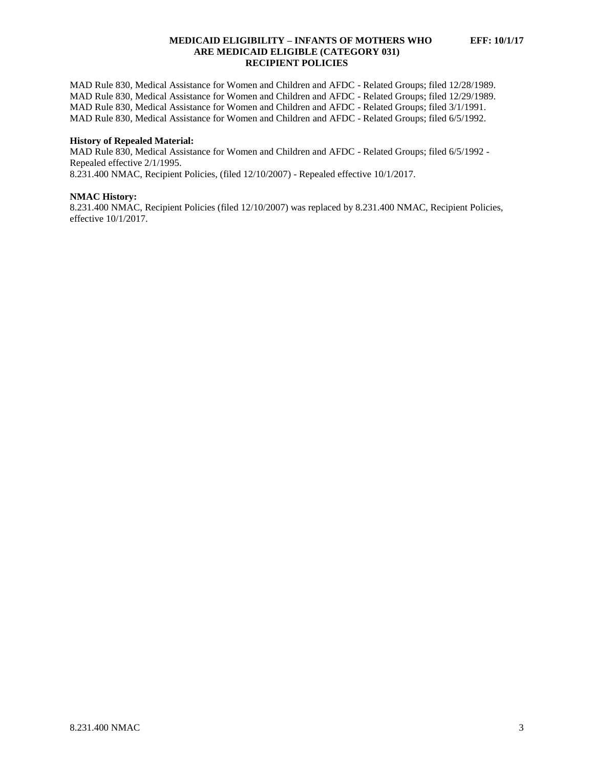MAD Rule 830, Medical Assistance for Women and Children and AFDC - Related Groups; filed 12/28/1989.
MAD Rule 830, Medical Assistance for Women and Children and AFDC - Related Groups; filed 12/29/1989.
MAD Rule 830, Medical Assistance for Women and Children and AFDC - Related Groups; filed 3/1/1991.
MAD Rule 830, Medical Assistance for Women and Children and AFDC - Related Groups; filed 6/5/1992.

**History of Repealed Material:**
MAD Rule 830, Medical Assistance for Women and Children and AFDC - Related Groups; filed 6/5/1992 - Repealed effective 2/1/1995.
8.231.400 NMAC, Recipient Policies, (filed 12/10/2007) - Repealed effective 10/1/2017.

**NMAC History:**
8.231.400 NMAC, Recipient Policies (filed 12/10/2007) was replaced by 8.231.400 NMAC, Recipient Policies, effective 10/1/2017.